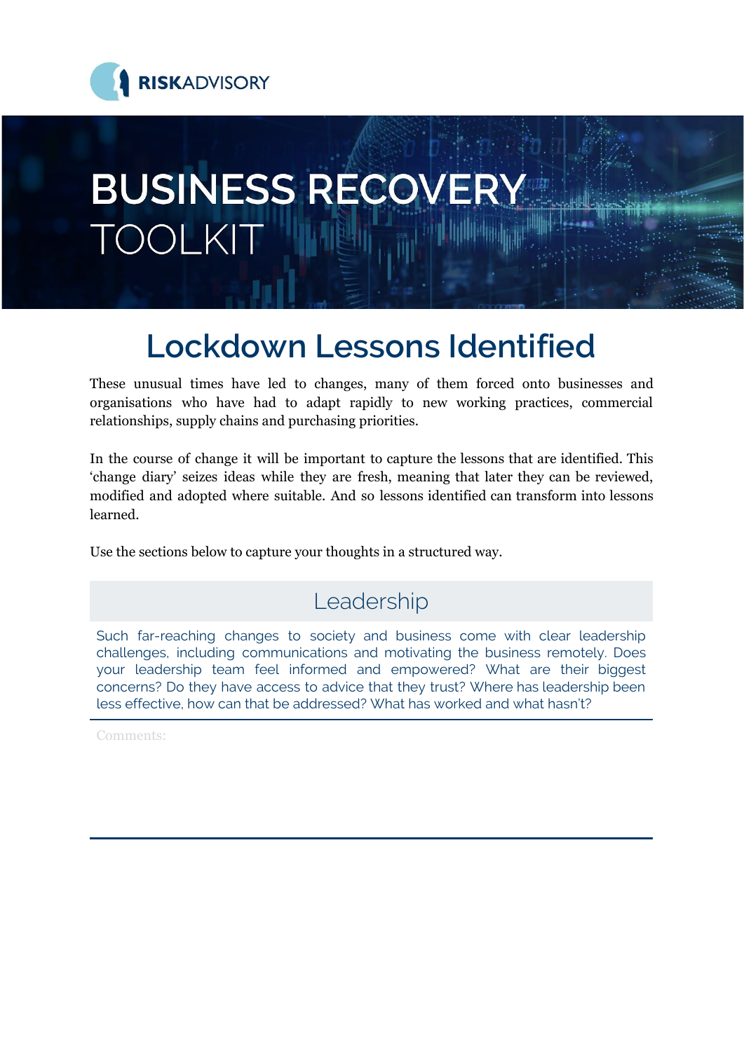RISKADVISORY

# BUSINESS RECOVERY TOOLKIT

## Lockdown Lessons Identified

These unusual times have led to changes, many of them forced onto businesses and organisations who have had to adapt rapidly to new working practices, commercial relationships, supply chains and purchasing priorities.

In the course of change it will be important to capture the lessons that are identified. This 'change diary' seizes ideas while they are fresh, meaning that later they can be reviewed, modified and adopted where suitable. And so lessons identified can transform into lessons learned.

Use the sections below to capture your thoughts in a structured way.

### Leadership

Such far-reaching changes to society and business come with clear leadership challenges, including communications and motivating the business remotely. Does your leadership team feel informed and empowered? What are their biggest concerns? Do they have access to advice that they trust? Where has leadership been less effective, how can that be addressed? What has worked and what hasn't?

Comments: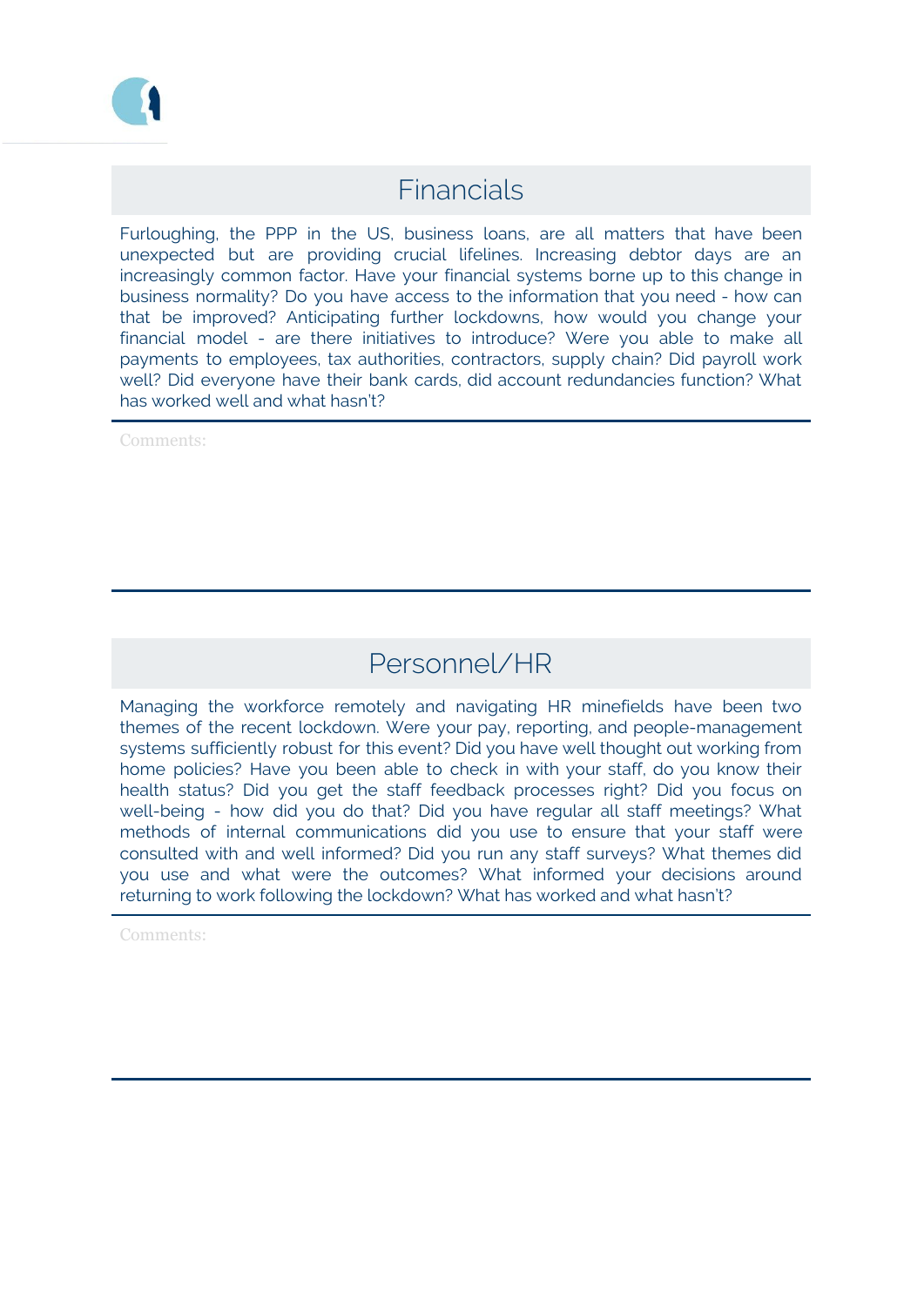## Financials

Furloughing, the PPP in the US, business loans, are all matters that have been unexpected but are providing crucial lifelines. Increasing debtor days are an increasingly common factor. Have your financial systems borne up to this change in business normality? Do you have access to the information that you need - how can that be improved? Anticipating further lockdowns, how would you change your financial model - are there initiatives to introduce? Were you able to make all payments to employees, tax authorities, contractors, supply chain? Did payroll work well? Did everyone have their bank cards, did account redundancies function? What has worked well and what hasn't?

Comments:

## Personnel/HR

Managing the workforce remotely and navigating HR minefields have been two themes of the recent lockdown. Were your pay, reporting, and people-management systems sufficiently robust for this event? Did you have well thought out working from home policies? Have you been able to check in with your staff, do you know their health status? Did you get the staff feedback processes right? Did you focus on well-being - how did you do that? Did you have regular all staff meetings? What methods of internal communications did you use to ensure that your staff were consulted with and well informed? Did you run any staff surveys? What themes did you use and what were the outcomes? What informed your decisions around returning to work following the lockdown? What has worked and what hasn't?

Comments: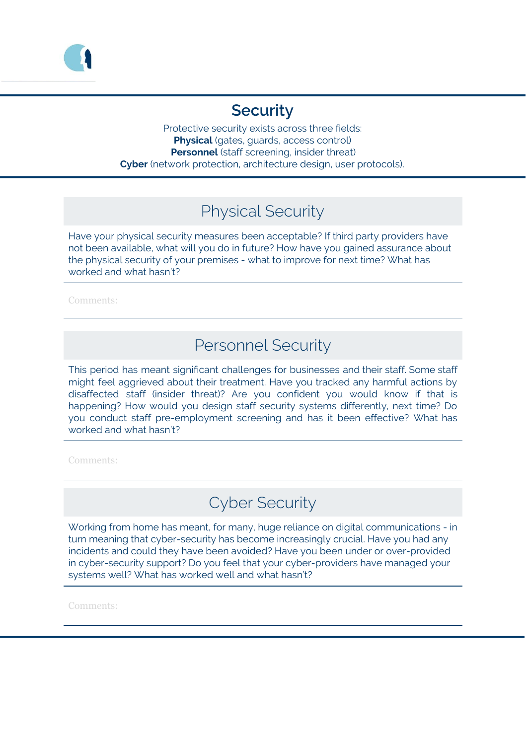# Security

Protective security exists across three fields:
**Physical** (gates, guards, access control)
**Personnel** (staff screening, insider threat)
**Cyber** (network protection, architecture design, user protocols).

## Physical Security

Have your physical security measures been acceptable? If third party providers have not been available, what will you do in future? How have you gained assurance about the physical security of your premises - what to improve for next time? What has worked and what hasn't?

Comments:

## Personnel Security

This period has meant significant challenges for businesses and their staff. Some staff might feel aggrieved about their treatment. Have you tracked any harmful actions by disaffected staff (insider threat)? Are you confident you would know if that is happening? How would you design staff security systems differently, next time? Do you conduct staff pre-employment screening and has it been effective? What has worked and what hasn't?

Comments:

## Cyber Security

Working from home has meant, for many, huge reliance on digital communications - in turn meaning that cyber-security has become increasingly crucial. Have you had any incidents and could they have been avoided? Have you been under or over-provided in cyber-security support? Do you feel that your cyber-providers have managed your systems well? What has worked well and what hasn't?

Comments: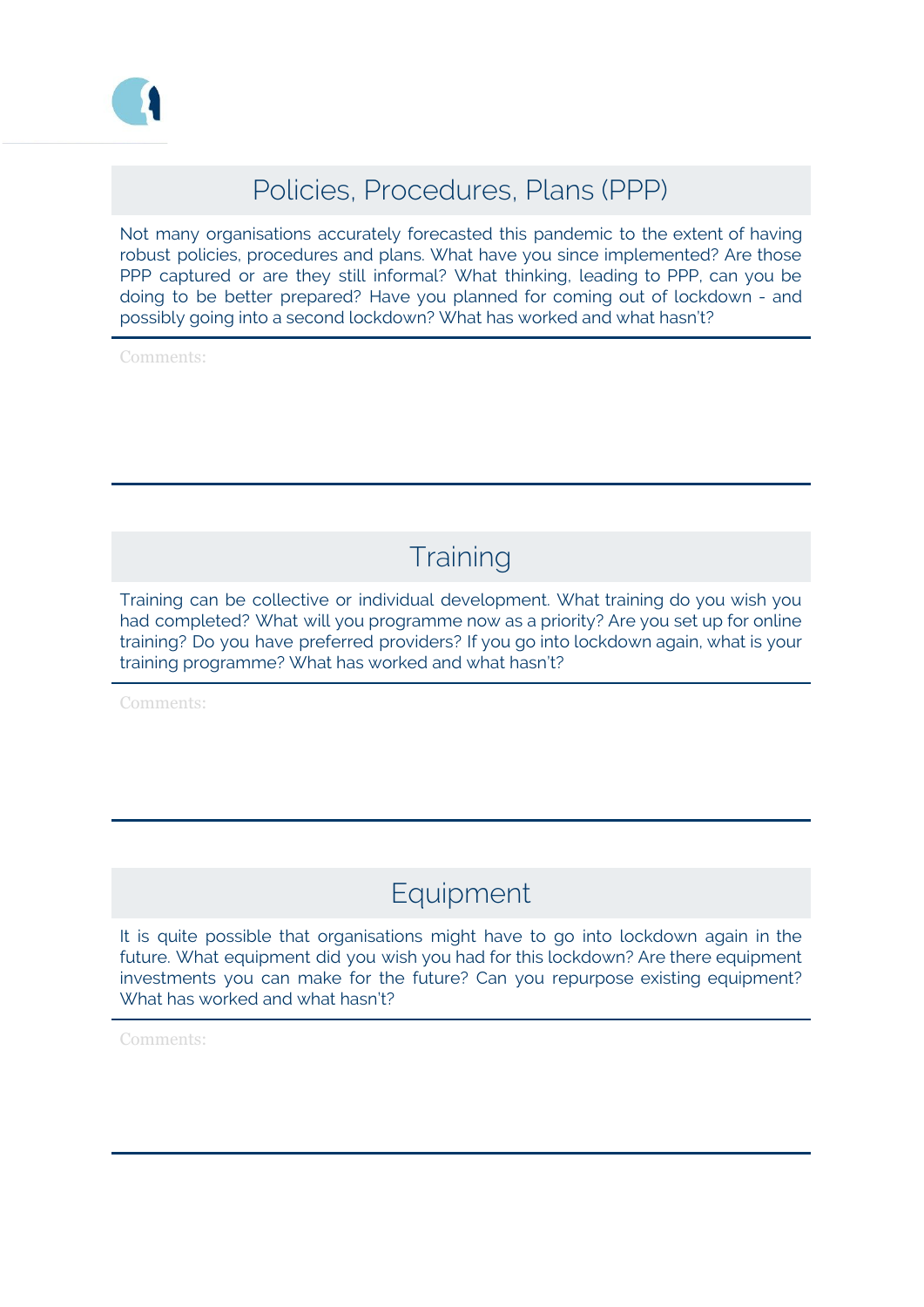## Policies, Procedures, Plans (PPP)

Not many organisations accurately forecasted this pandemic to the extent of having robust policies, procedures and plans. What have you since implemented? Are those PPP captured or are they still informal? What thinking, leading to PPP, can you be doing to be better prepared? Have you planned for coming out of lockdown - and possibly going into a second lockdown? What has worked and what hasn't?

Comments:

## Training

Training can be collective or individual development. What training do you wish you had completed? What will you programme now as a priority? Are you set up for online training? Do you have preferred providers? If you go into lockdown again, what is your training programme? What has worked and what hasn't?

Comments:

## Equipment

It is quite possible that organisations might have to go into lockdown again in the future. What equipment did you wish you had for this lockdown? Are there equipment investments you can make for the future? Can you repurpose existing equipment? What has worked and what hasn't?

Comments: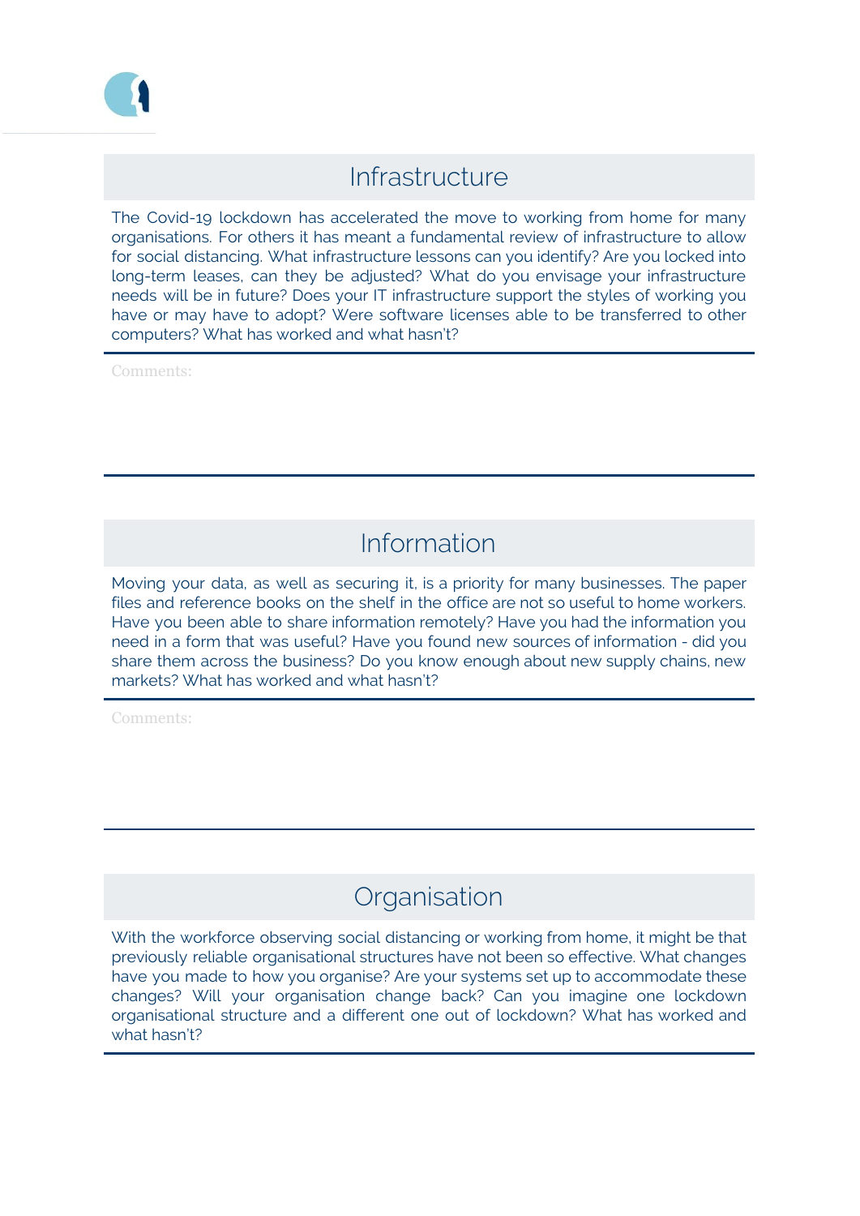## Infrastructure

The Covid-19 lockdown has accelerated the move to working from home for many organisations. For others it has meant a fundamental review of infrastructure to allow for social distancing. What infrastructure lessons can you identify? Are you locked into long-term leases, can they be adjusted? What do you envisage your infrastructure needs will be in future? Does your IT infrastructure support the styles of working you have or may have to adopt? Were software licenses able to be transferred to other computers? What has worked and what hasn't?

Comments:

## Information

Moving your data, as well as securing it, is a priority for many businesses. The paper files and reference books on the shelf in the office are not so useful to home workers. Have you been able to share information remotely? Have you had the information you need in a form that was useful? Have you found new sources of information - did you share them across the business? Do you know enough about new supply chains, new markets? What has worked and what hasn't?

Comments:

## Organisation

With the workforce observing social distancing or working from home, it might be that previously reliable organisational structures have not been so effective. What changes have you made to how you organise? Are your systems set up to accommodate these changes? Will your organisation change back? Can you imagine one lockdown organisational structure and a different one out of lockdown? What has worked and what hasn't?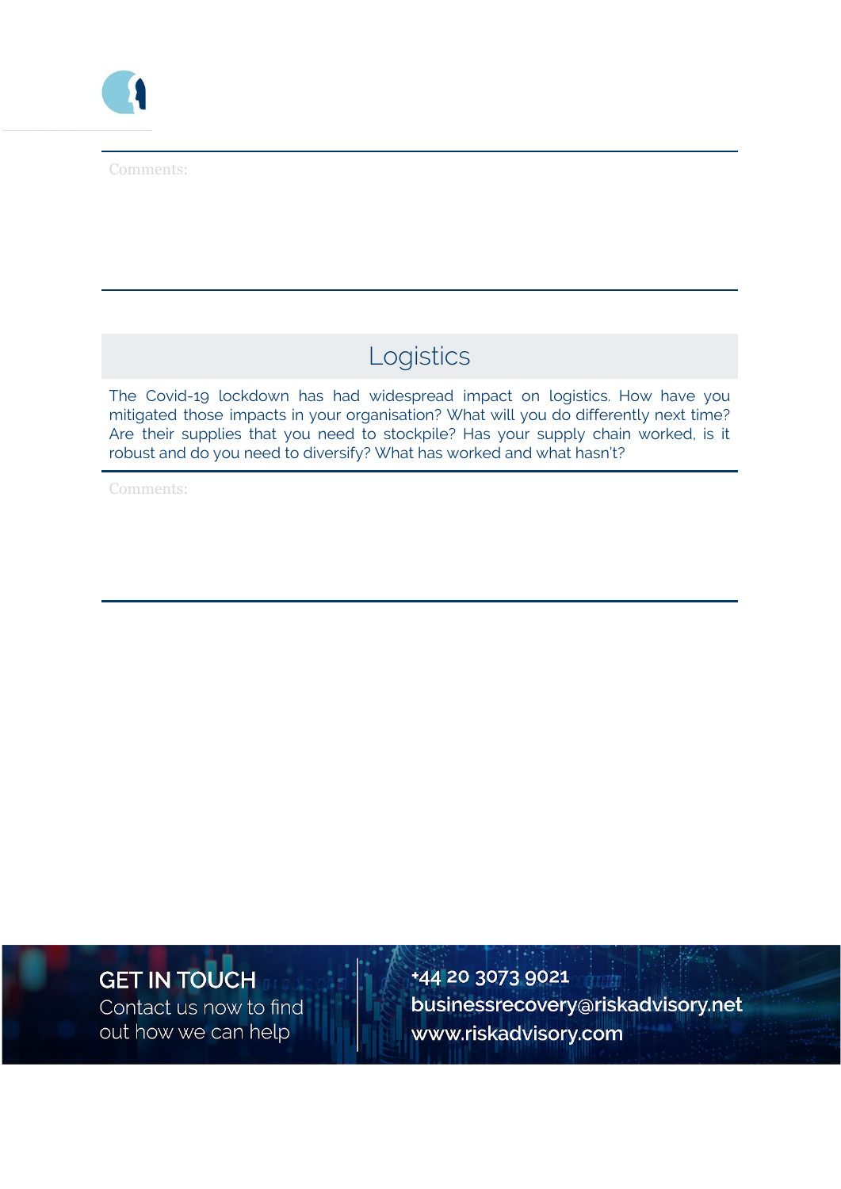Comments:

## Logistics

The Covid-19 lockdown has had widespread impact on logistics. How have you mitigated those impacts in your organisation? What will you do differently next time? Are their supplies that you need to stockpile? Has your supply chain worked, is it robust and do you need to diversify? What has worked and what hasn't?

Comments:

**GET IN TOUCH**
Contact us now to find out how we can help

+44 20 3073 9021
businessrecovery@riskadvisory.net
www.riskadvisory.com